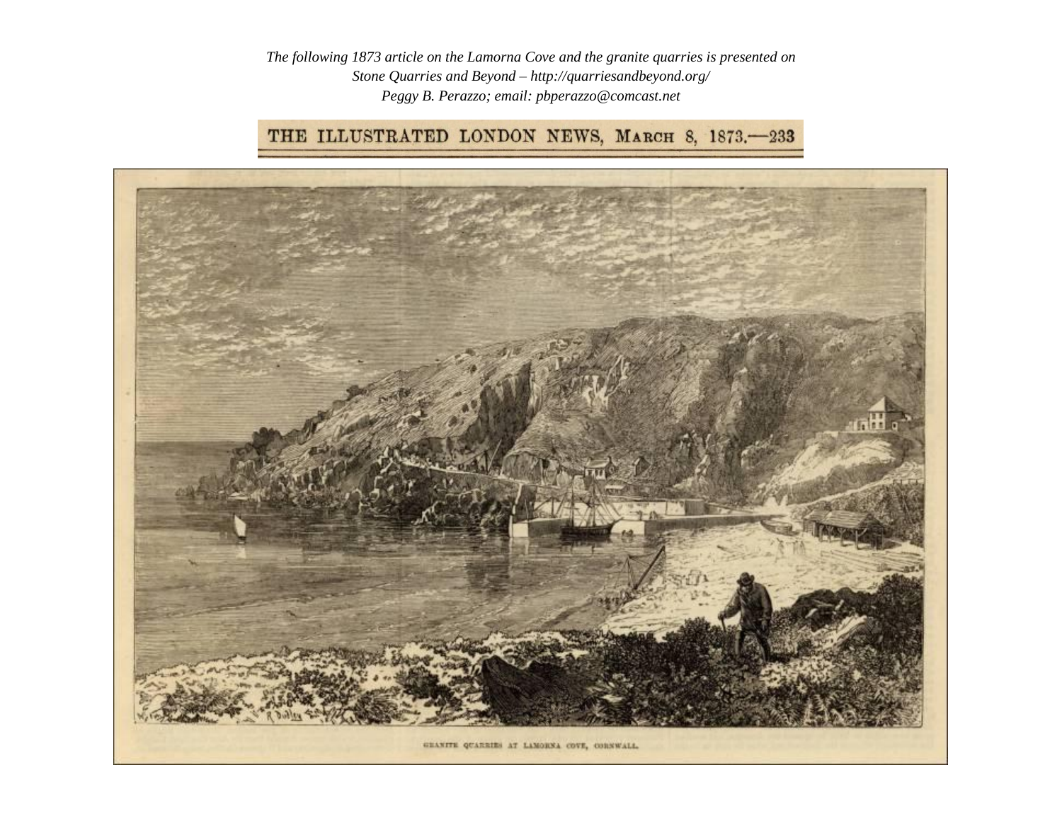*The following 1873 article on the Lamorna Cove and the granite quarries is presented on Stone Quarries and Beyond – http://quarriesandbeyond.org/*
*Peggy B. Perazzo; email: pbperazzo@comcast.net*

THE ILLUSTRATED LONDON NEWS, MARCH 8, 1873.—233

GRANITE QUARRIES AT LAMORNA COVE, CORNWALL.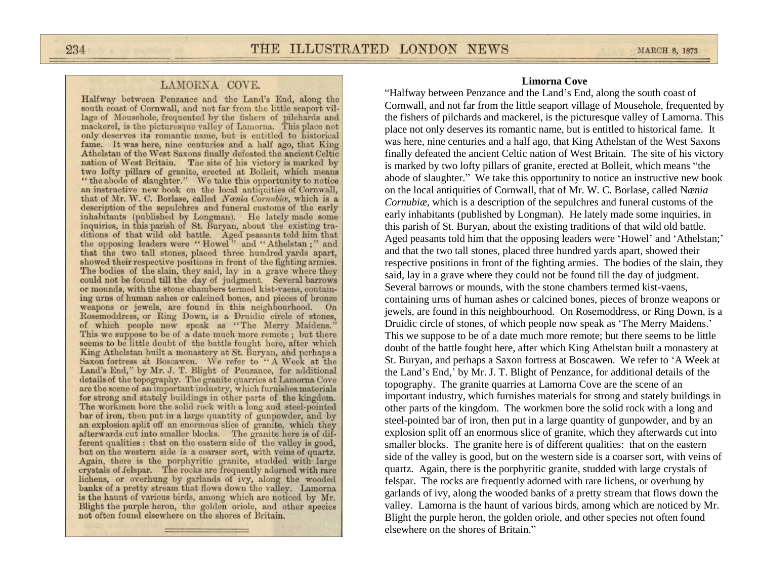# LAMORNA COVE.

Halfway between Penzance and the Land's End, along the south coast of Cornwall, and not far from the little seaport village of Mousehole, frequented by the fishers of pilchards and mackerel, is the picturesque valley of Lamorna. This place not only deserves its romantic name, but is entitled to historical fame. It was here, nine centuries and a half ago, that King Athelstan of the West Saxons finally defeated the ancient Celtic nation of West Britain. The site of his victory is marked by two lofty pillars of granite, erected at Bolleit, which means "the abode of slaughter." We take this opportunity to notice an instructive new book on the local antiquities of Cornwall, that of Mr. W. C. Borlase, called *Nænia Cornubiæ*, which is a description of the sepulchres and funeral customs of the early inhabitants (published by Longman). He lately made some inquiries, in this parish of St. Buryan, about the existing traditions of that wild old battle. Aged peasants told him that the opposing leaders were "Howel" and "Athelstan;" and that the two tall stones, placed three hundred yards apart, showed their respective positions in front of the fighting armies. The bodies of the slain, they said, lay in a grave where they could not be found till the day of judgment. Several barrows or mounds, with the stone chambers termed kist-vaens, containing urns of human ashes or calcined bones, and pieces of bronze weapons or jewels, are found in this neighbourhood. On Rosemoddress, or Ring Down, is a Druidic circle of stones, of which people now speak as "The Merry Maidens." This we suppose to be of a date much more remote; but there seems to be little doubt of the battle fought here, after which King Athelstan built a monastery at St. Buryan, and perhaps a Saxon fortress at Boscawen. We refer to "A Week at the Land's End," by Mr. J. T. Blight of Penzance, for additional details of the topography. The granite quarries at Lamorna Cove are the scene of an important industry, which furnishes materials for strong and stately buildings in other parts of the kingdom. The workmen bore the solid rock with a long and steel-pointed bar of iron, then put in a large quantity of gunpowder, and by an explosion split off an enormous slice of granite, which they afterwards cut into smaller blocks. The granite here is of different qualities: that on the eastern side of the valley is good, but on the western side is a coarser sort, with veins of quartz. Again, there is the porphyritic granite, studded with large crystals of felspar. The rocks are frequently adorned with rare lichens, or overhung by garlands of ivy, along the wooded banks of a pretty stream that flows down the valley. Lamorna is the haunt of various birds, among which are noticed by Mr. Blight the purple heron, the golden oriole, and other species not often found elsewhere on the shores of Britain.

---

**Limorna Cove**

"Halfway between Penzance and the Land's End, along the south coast of Cornwall, and not far from the little seaport village of Mousehole, frequented by the fishers of pilchards and mackerel, is the picturesque valley of Lamorna. This place not only deserves its romantic name, but is entitled to historical fame. It was here, nine centuries and a half ago, that King Athelstan of the West Saxons finally defeated the ancient Celtic nation of West Britain. The site of his victory is marked by two lofty pillars of granite, erected at Bolleit, which means "the abode of slaughter." We take this opportunity to notice an instructive new book on the local antiquities of Cornwall, that of Mr. W. C. Borlase, called N*ænia Cornubiæ*, which is a description of the sepulchres and funeral customs of the early inhabitants (published by Longman). He lately made some inquiries, in this parish of St. Buryan, about the existing traditions of that wild old battle. Aged peasants told him that the opposing leaders were 'Howel' and 'Athelstan;' and that the two tall stones, placed three hundred yards apart, showed their respective positions in front of the fighting armies. The bodies of the slain, they said, lay in a grave where they could not be found till the day of judgment. Several barrows or mounds, with the stone chambers termed kist-vaens, containing urns of human ashes or calcined bones, pieces of bronze weapons or jewels, are found in this neighbourhood. On Rosemoddress, or Ring Down, is a Druidic circle of stones, of which people now speak as 'The Merry Maidens.' This we suppose to be of a date much more remote; but there seems to be little doubt of the battle fought here, after which King Athelstan built a monastery at St. Buryan, and perhaps a Saxon fortress at Boscawen. We refer to 'A Week at the Land's End,' by Mr. J. T. Blight of Penzance, for additional details of the topography. The granite quarries at Lamorna Cove are the scene of an important industry, which furnishes materials for strong and stately buildings in other parts of the kingdom. The workmen bore the solid rock with a long and steel-pointed bar of iron, then put in a large quantity of gunpowder, and by an explosion split off an enormous slice of granite, which they afterwards cut into smaller blocks. The granite here is of different qualities: that on the eastern side of the valley is good, but on the western side is a coarser sort, with veins of quartz. Again, there is the porphyritic granite, studded with large crystals of felspar. The rocks are frequently adorned with rare lichens, or overhung by garlands of ivy, along the wooded banks of a pretty stream that flows down the valley. Lamorna is the haunt of various birds, among which are noticed by Mr. Blight the purple heron, the golden oriole, and other species not often found elsewhere on the shores of Britain."